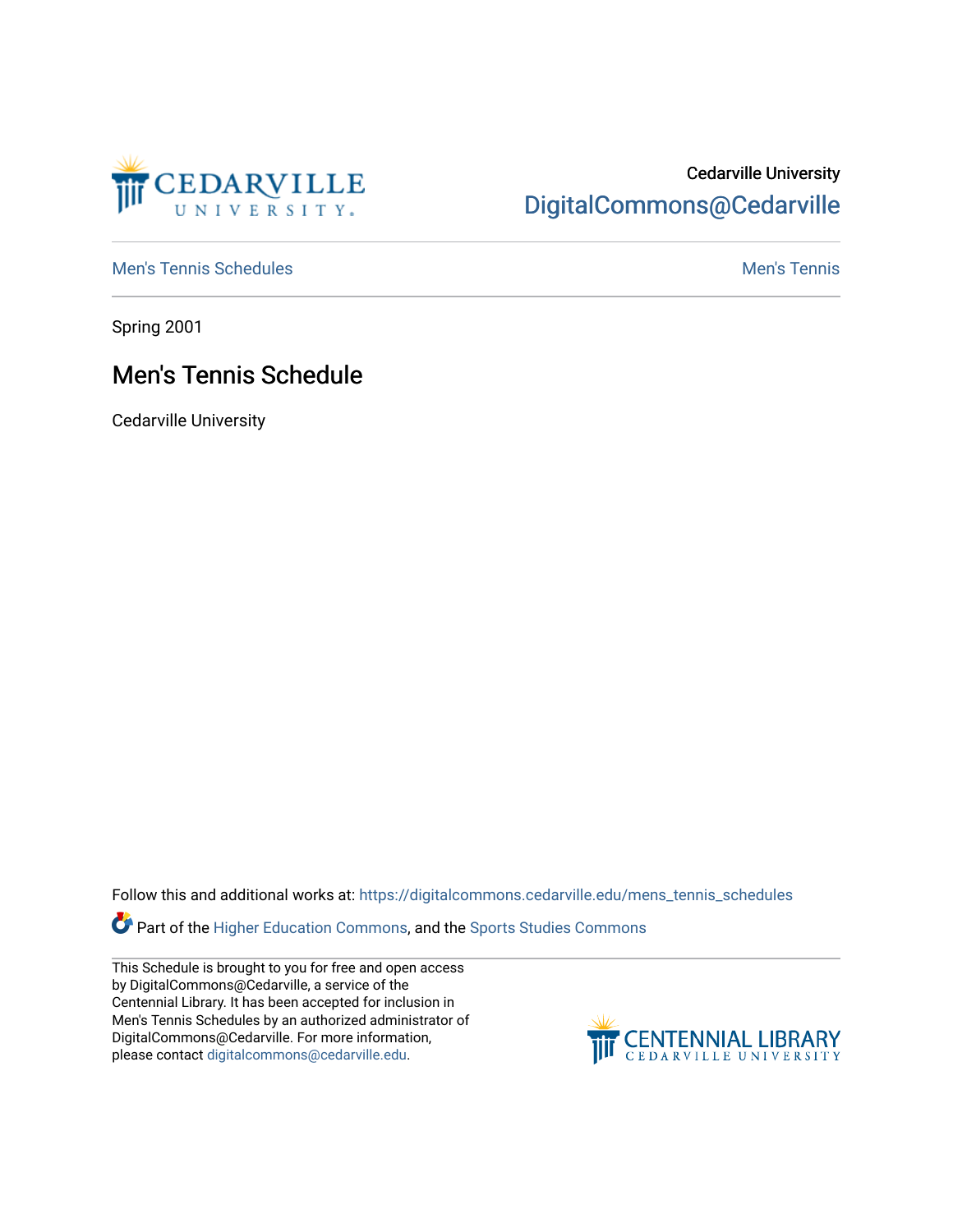Cedarville University
DigitalCommons@Cedarville

Men's Tennis Schedules | Men's Tennis

Spring 2001

# Men's Tennis Schedule

Cedarville University

Follow this and additional works at: https://digitalcommons.cedarville.edu/mens_tennis_schedules

Part of the Higher Education Commons, and the Sports Studies Commons

This Schedule is brought to you for free and open access by DigitalCommons@Cedarville, a service of the Centennial Library. It has been accepted for inclusion in Men's Tennis Schedules by an authorized administrator of DigitalCommons@Cedarville. For more information, please contact digitalcommons@cedarville.edu.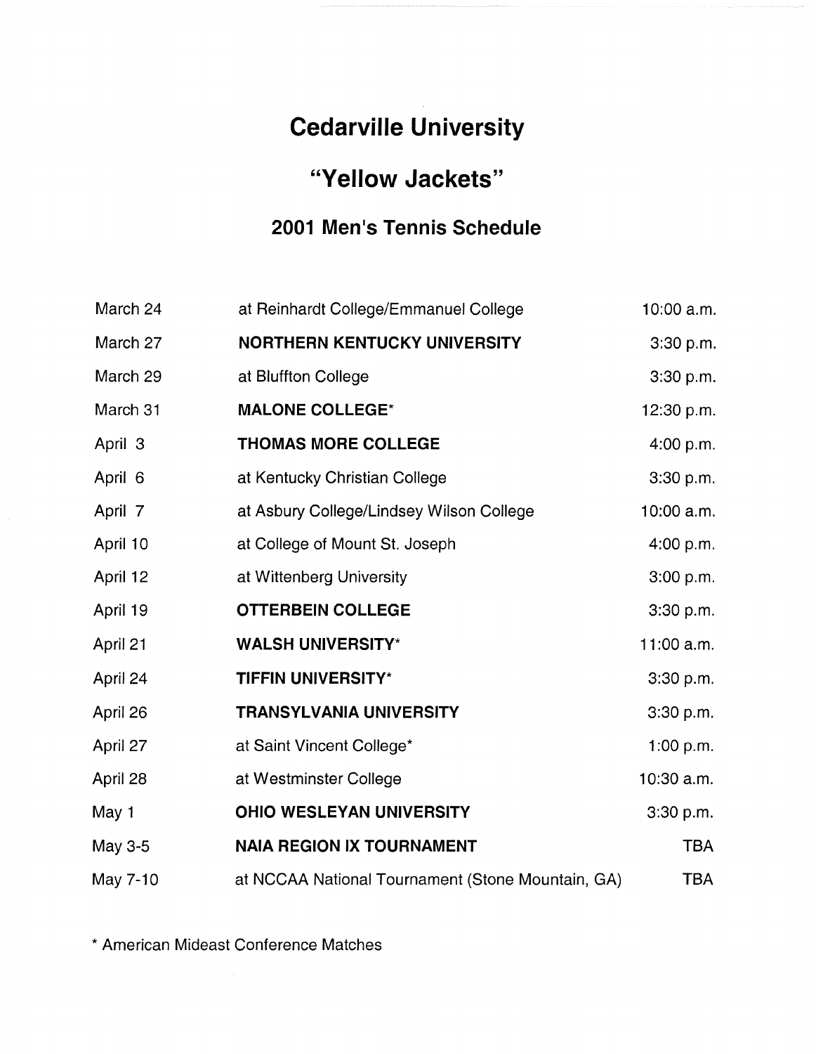# Cedarville University

## "Yellow Jackets"

### 2001 Men's Tennis Schedule

| | | |
|---|---|---|
| March 24 | at Reinhardt College/Emmanuel College | 10:00 a.m. |
| March 27 | **NORTHERN KENTUCKY UNIVERSITY** | 3:30 p.m. |
| March 29 | at Bluffton College | 3:30 p.m. |
| March 31 | **MALONE COLLEGE*** | 12:30 p.m. |
| April 3 | **THOMAS MORE COLLEGE** | 4:00 p.m. |
| April 6 | at Kentucky Christian College | 3:30 p.m. |
| April 7 | at Asbury College/Lindsey Wilson College | 10:00 a.m. |
| April 10 | at College of Mount St. Joseph | 4:00 p.m. |
| April 12 | at Wittenberg University | 3:00 p.m. |
| April 19 | **OTTERBEIN COLLEGE** | 3:30 p.m. |
| April 21 | **WALSH UNIVERSITY*** | 11:00 a.m. |
| April 24 | **TIFFIN UNIVERSITY*** | 3:30 p.m. |
| April 26 | **TRANSYLVANIA UNIVERSITY** | 3:30 p.m. |
| April 27 | at Saint Vincent College* | 1:00 p.m. |
| April 28 | at Westminster College | 10:30 a.m. |
| May 1 | **OHIO WESLEYAN UNIVERSITY** | 3:30 p.m. |
| May 3-5 | **NAIA REGION IX TOURNAMENT** | TBA |
| May 7-10 | at NCCAA National Tournament (Stone Mountain, GA) | TBA |

* American Mideast Conference Matches